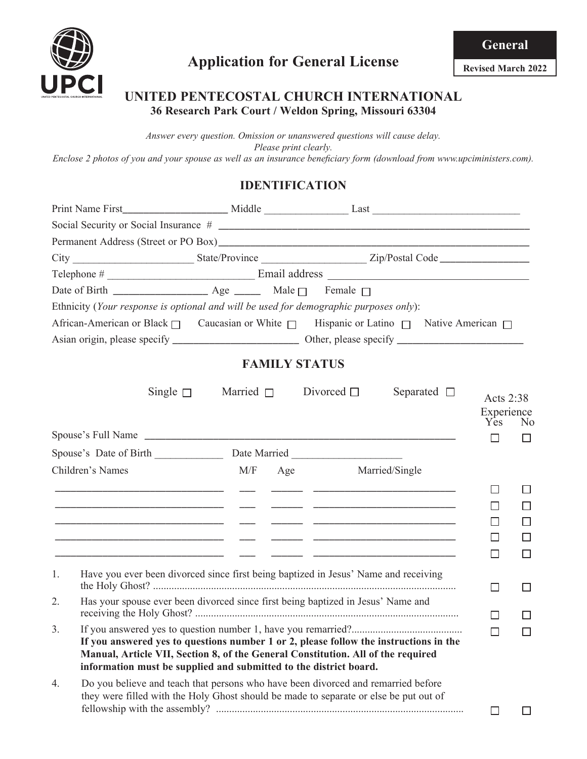General

Revised March 2022

# Application for General License

## UNITED PENTECOSTAL CHURCH INTERNATIONAL

**36 Research Park Court / Weldon Spring, Missouri 63304**

*Answer every question. Omission or unanswered questions will cause delay.*
*Please print clearly.*
*Enclose 2 photos of you and your spouse as well as an insurance beneficiary form (download from www.upciministers.com).*

## IDENTIFICATION

Print Name First____________________ Middle ________________ Last ____________________________

Social Security or Social Insurance # ____________________________________________________________

Permanent Address (Street or PO Box)_____________________________________________________

City _______________________ State/Province ____________________ Zip/Postal Code _________________

Telephone # ____________________________ Email address ________________________________________

Date of Birth __________________ Age _____ Male ☐ Female ☐

Ethnicity (*Your response is optional and will be used for demographic purposes only*):

African-American or Black ☐ Caucasian or White ☐ Hispanic or Latino ☐ Native American ☐

Asian origin, please specify ________________________ Other, please specify ________________________

## FAMILY STATUS

Single ☐ Married ☐ Divorced ☐ Separated ☐

| | | | | Acts 2:38 Experience Yes | No |
|---|---|---|---|---|---|
| Spouse's Full Name ______________________________ | | | | ☐ | ☐ |
| Spouse's Date of Birth _____________ Date Married ____________________ | | | | | |
| Children's Names | M/F | Age | Married/Single | | |
| ______________________________ | ___ | _____ | ________________________ | ☐ | ☐ |
| ______________________________ | ___ | _____ | ________________________ | ☐ | ☐ |
| ______________________________ | ___ | _____ | ________________________ | ☐ | ☐ |
| ______________________________ | ___ | _____ | ________________________ | ☐ | ☐ |
| ______________________________ | ___ | _____ | ________________________ | ☐ | ☐ |

| | Yes | No |
|---|---|---|
| 1. Have you ever been divorced since first being baptized in Jesus' Name and receiving the Holy Ghost? | ☐ | ☐ |
| 2. Has your spouse ever been divorced since first being baptized in Jesus' Name and receiving the Holy Ghost? | ☐ | ☐ |
| 3. If you answered yes to question number 1, have you remarried? | ☐ | ☐ |

**If you answered yes to questions number 1 or 2, please follow the instructions in the Manual, Article VII, Section 8, of the General Constitution. All of the required information must be supplied and submitted to the district board.**

| | Yes | No |
|---|---|---|
| 4. Do you believe and teach that persons who have been divorced and remarried before they were filled with the Holy Ghost should be made to separate or else be put out of fellowship with the assembly? | ☐ | ☐ |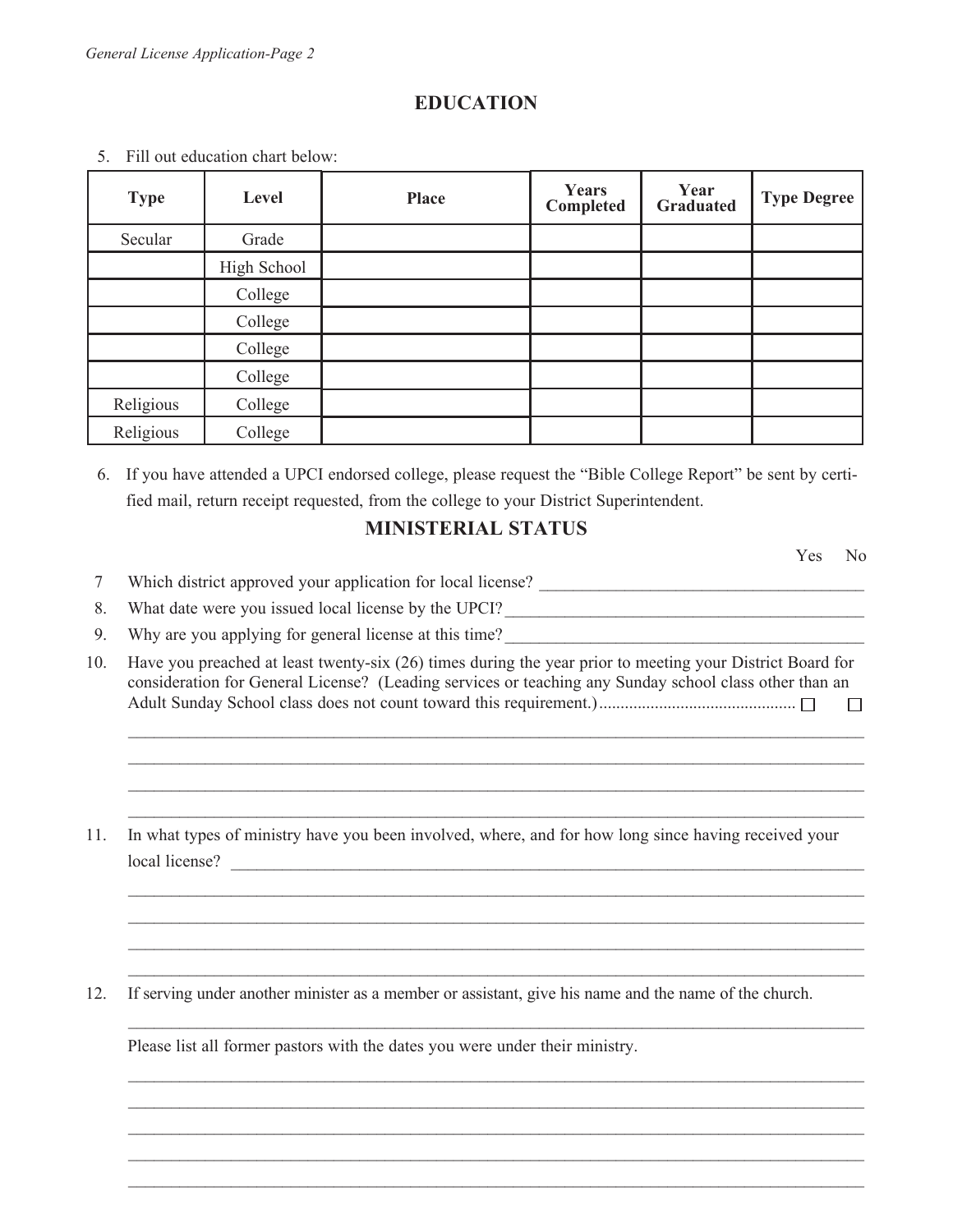## EDUCATION

5. Fill out education chart below:

| Type | Level | Place | Years Completed | Year Graduated | Type Degree |
|---|---|---|---|---|---|
| Secular | Grade | | | | |
| | High School | | | | |
| | College | | | | |
| | College | | | | |
| | College | | | | |
| | College | | | | |
| Religious | College | | | | |
| Religious | College | | | | |

6. If you have attended a UPCI endorsed college, please request the "Bible College Report" be sent by certified mail, return receipt requested, from the college to your District Superintendent.

## MINISTERIAL STATUS

Yes No

7 Which district approved your application for local license? ______________________________________

8. What date were you issued local license by the UPCI? __________________________________________

9. Why are you applying for general license at this time? __________________________________________

10. Have you preached at least twenty-six (26) times during the year prior to meeting your District Board for consideration for General License? (Leading services or teaching any Sunday school class other than an Adult Sunday School class does not count toward this requirement.)............................................. ☐ ☐

________________________________________________________________________________________

________________________________________________________________________________________

________________________________________________________________________________________

________________________________________________________________________________________

11. In what types of ministry have you been involved, where, and for how long since having received your local license? ____________________________________________________________________________

________________________________________________________________________________________

________________________________________________________________________________________

________________________________________________________________________________________

________________________________________________________________________________________

12. If serving under another minister as a member or assistant, give his name and the name of the church.

________________________________________________________________________________________

Please list all former pastors with the dates you were under their ministry.

________________________________________________________________________________________

________________________________________________________________________________________

________________________________________________________________________________________

________________________________________________________________________________________

________________________________________________________________________________________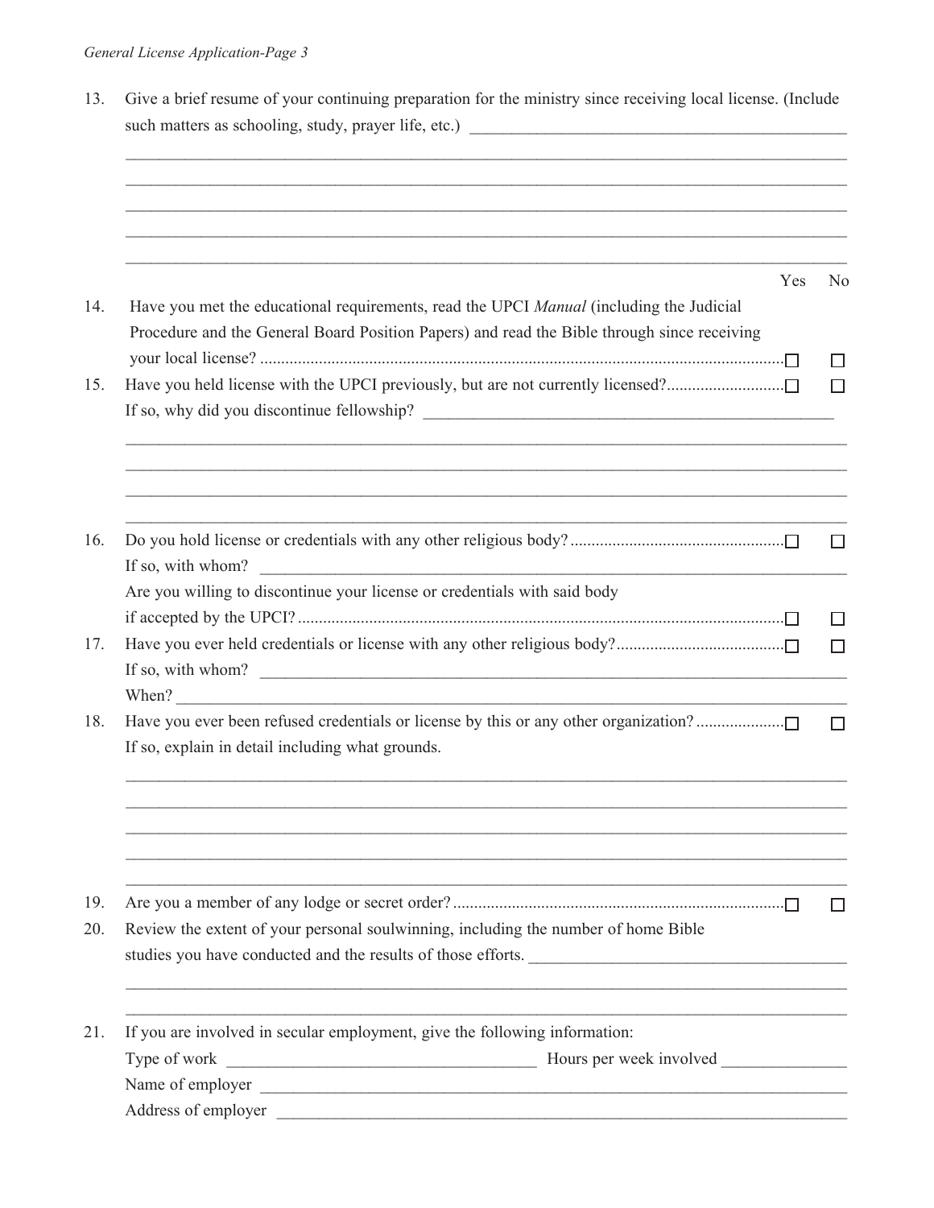13. Give a brief resume of your continuing preparation for the ministry since receiving local license. (Include such matters as schooling, study, prayer life, etc.) ______________________________________________

_______________________________________________________________________________________

_______________________________________________________________________________________

_______________________________________________________________________________________

_______________________________________________________________________________________

_______________________________________________________________________________________

| | | Yes | No |
|---|---|---|---|
| 14. | Have you met the educational requirements, read the UPCI *Manual* (including the Judicial Procedure and the General Board Position Papers) and read the Bible through since receiving your local license? | ☐ | ☐ |
| 15. | Have you held license with the UPCI previously, but are not currently licensed? | ☐ | ☐ |

If so, why did you discontinue fellowship? ______________________________________________

_______________________________________________________________________________________

_______________________________________________________________________________________

_______________________________________________________________________________________

_______________________________________________________________________________________

| | | Yes | No |
|---|---|---|---|
| 16. | Do you hold license or credentials with any other religious body? | ☐ | ☐ |

If so, with whom? ______________________________________________________________________

| | Yes | No |
|---|---|---|
| Are you willing to discontinue your license or credentials with said body if accepted by the UPCI? | ☐ | ☐ |

| | | Yes | No |
|---|---|---|---|
| 17. | Have you ever held credentials or license with any other religious body? | ☐ | ☐ |

If so, with whom? ______________________________________________________________________

When? _________________________________________________________________________________

| | | Yes | No |
|---|---|---|---|
| 18. | Have you ever been refused credentials or license by this or any other organization? | ☐ | ☐ |

If so, explain in detail including what grounds.

_______________________________________________________________________________________

_______________________________________________________________________________________

_______________________________________________________________________________________

_______________________________________________________________________________________

_______________________________________________________________________________________

| | | Yes | No |
|---|---|---|---|
| 19. | Are you a member of any lodge or secret order? | ☐ | ☐ |

20. Review the extent of your personal soulwinning, including the number of home Bible studies you have conducted and the results of those efforts. ____________________________________

_______________________________________________________________________________________

_______________________________________________________________________________________

21. If you are involved in secular employment, give the following information:

Type of work ____________________________________ Hours per week involved _______________

Name of employer _______________________________________________________________________

Address of employer _____________________________________________________________________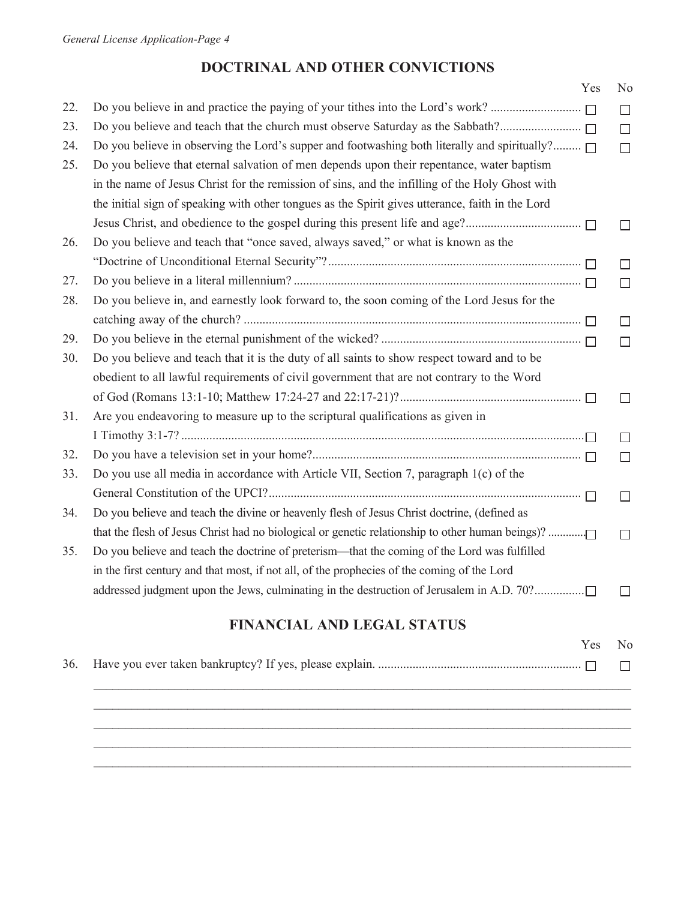## DOCTRINAL AND OTHER CONVICTIONS

| | | Yes | No |
|---|---|---|---|
| 22. | Do you believe in and practice the paying of your tithes into the Lord's work? | ☐ | ☐ |
| 23. | Do you believe and teach that the church must observe Saturday as the Sabbath? | ☐ | ☐ |
| 24. | Do you believe in observing the Lord's supper and footwashing both literally and spiritually? | ☐ | ☐ |
| 25. | Do you believe that eternal salvation of men depends upon their repentance, water baptism in the name of Jesus Christ for the remission of sins, and the infilling of the Holy Ghost with the initial sign of speaking with other tongues as the Spirit gives utterance, faith in the Lord Jesus Christ, and obedience to the gospel during this present life and age? | ☐ | ☐ |
| 26. | Do you believe and teach that "once saved, always saved," or what is known as the "Doctrine of Unconditional Eternal Security"? | ☐ | ☐ |
| 27. | Do you believe in a literal millennium? | ☐ | ☐ |
| 28. | Do you believe in, and earnestly look forward to, the soon coming of the Lord Jesus for the catching away of the church? | ☐ | ☐ |
| 29. | Do you believe in the eternal punishment of the wicked? | ☐ | ☐ |
| 30. | Do you believe and teach that it is the duty of all saints to show respect toward and to be obedient to all lawful requirements of civil government that are not contrary to the Word of God (Romans 13:1-10; Matthew 17:24-27 and 22:17-21)? | ☐ | ☐ |
| 31. | Are you endeavoring to measure up to the scriptural qualifications as given in I Timothy 3:1-7? | ☐ | ☐ |
| 32. | Do you have a television set in your home? | ☐ | ☐ |
| 33. | Do you use all media in accordance with Article VII, Section 7, paragraph 1(c) of the General Constitution of the UPCI? | ☐ | ☐ |
| 34. | Do you believe and teach the divine or heavenly flesh of Jesus Christ doctrine, (defined as that the flesh of Jesus Christ had no biological or genetic relationship to other human beings)? | ☐ | ☐ |
| 35. | Do you believe and teach the doctrine of preterism—that the coming of the Lord was fulfilled in the first century and that most, if not all, of the prophecies of the coming of the Lord addressed judgment upon the Jews, culminating in the destruction of Jerusalem in A.D. 70? | ☐ | ☐ |

## FINANCIAL AND LEGAL STATUS

| | | Yes | No |
|---|---|---|---|
| 36. | Have you ever taken bankruptcy? If yes, please explain. | ☐ | ☐ |

______________________________________________________________________________

______________________________________________________________________________

______________________________________________________________________________

______________________________________________________________________________

______________________________________________________________________________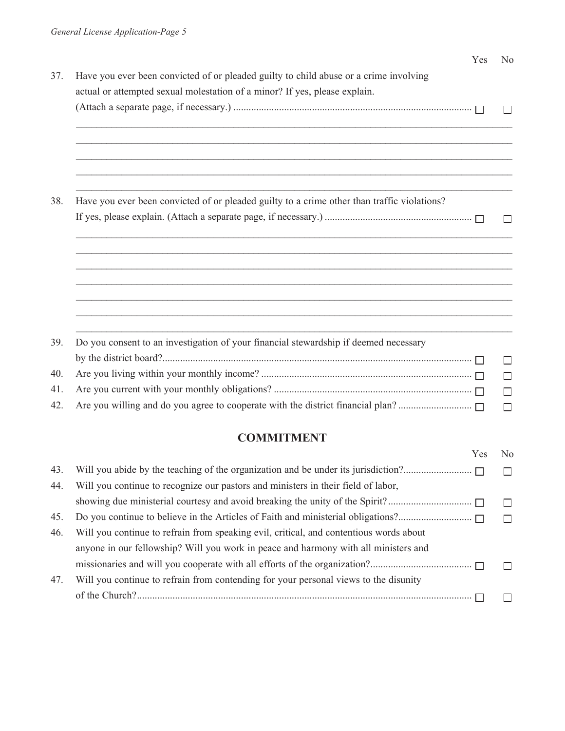| | | Yes | No |
|---|---|---|---|
| 37. | Have you ever been convicted of or pleaded guilty to child abuse or a crime involving actual or attempted sexual molestation of a minor? If yes, please explain. (Attach a separate page, if necessary.) | ☐ | ☐ |

_______________________________________________________________________________

_______________________________________________________________________________

_______________________________________________________________________________

_______________________________________________________________________________

_______________________________________________________________________________

| | | Yes | No |
|---|---|---|---|
| 38. | Have you ever been convicted of or pleaded guilty to a crime other than traffic violations? If yes, please explain. (Attach a separate page, if necessary.) | ☐ | ☐ |

_______________________________________________________________________________

_______________________________________________________________________________

_______________________________________________________________________________

_______________________________________________________________________________

_______________________________________________________________________________

_______________________________________________________________________________

_______________________________________________________________________________

| | | Yes | No |
|---|---|---|---|
| 39. | Do you consent to an investigation of your financial stewardship if deemed necessary by the district board? | ☐ | ☐ |
| 40. | Are you living within your monthly income? | ☐ | ☐ |
| 41. | Are you current with your monthly obligations? | ☐ | ☐ |
| 42. | Are you willing and do you agree to cooperate with the district financial plan? | ☐ | ☐ |

## COMMITMENT

| | | Yes | No |
|---|---|---|---|
| 43. | Will you abide by the teaching of the organization and be under its jurisdiction? | ☐ | ☐ |
| 44. | Will you continue to recognize our pastors and ministers in their field of labor, showing due ministerial courtesy and avoid breaking the unity of the Spirit? | ☐ | ☐ |
| 45. | Do you continue to believe in the Articles of Faith and ministerial obligations? | ☐ | ☐ |
| 46. | Will you continue to refrain from speaking evil, critical, and contentious words about anyone in our fellowship? Will you work in peace and harmony with all ministers and missionaries and will you cooperate with all efforts of the organization? | ☐ | ☐ |
| 47. | Will you continue to refrain from contending for your personal views to the disunity of the Church? | ☐ | ☐ |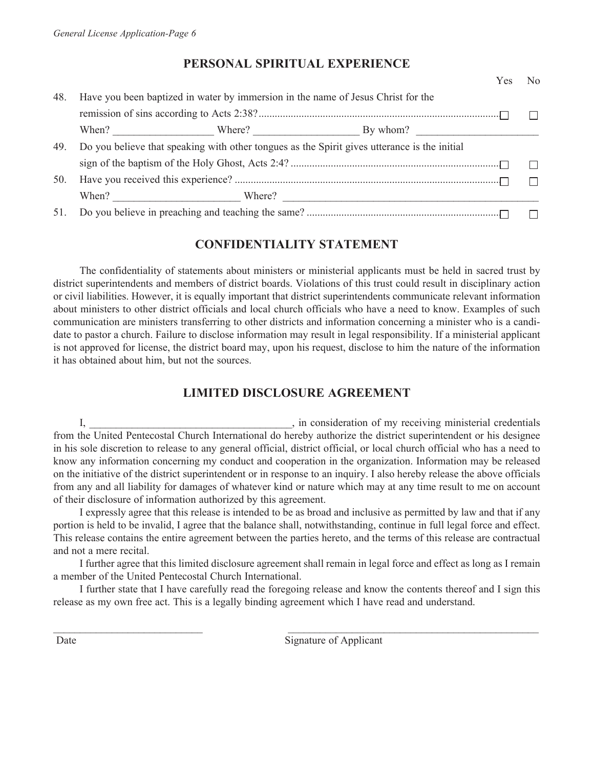## PERSONAL SPIRITUAL EXPERIENCE

| | | Yes | No |
|---|---|---|---|
| 48. | Have you been baptized in water by immersion in the name of Jesus Christ for the remission of sins according to Acts 2:38? | ☐ | ☐ |
| | When? ___________________ Where? ____________________ By whom? ______________________ | | |
| 49. | Do you believe that speaking with other tongues as the Spirit gives utterance is the initial sign of the baptism of the Holy Ghost, Acts 2:4? | ☐ | ☐ |
| 50. | Have you received this experience? | ☐ | ☐ |
| | When? ________________________ Where? __________________________________________________ | | |
| 51. | Do you believe in preaching and teaching the same? | ☐ | ☐ |

## CONFIDENTIALITY STATEMENT

The confidentiality of statements about ministers or ministerial applicants must be held in sacred trust by district superintendents and members of district boards. Violations of this trust could result in disciplinary action or civil liabilities. However, it is equally important that district superintendents communicate relevant information about ministers to other district officials and local church officials who have a need to know. Examples of such communication are ministers transferring to other districts and information concerning a minister who is a candidate to pastor a church. Failure to disclose information may result in legal responsibility. If a ministerial applicant is not approved for license, the district board may, upon his request, disclose to him the nature of the information it has obtained about him, but not the sources.

## LIMITED DISCLOSURE AGREEMENT

I, ______________________________________, in consideration of my receiving ministerial credentials from the United Pentecostal Church International do hereby authorize the district superintendent or his designee in his sole discretion to release to any general official, district official, or local church official who has a need to know any information concerning my conduct and cooperation in the organization. Information may be released on the initiative of the district superintendent or in response to an inquiry. I also hereby release the above officials from any and all liability for damages of whatever kind or nature which may at any time result to me on account of their disclosure of information authorized by this agreement.

I expressly agree that this release is intended to be as broad and inclusive as permitted by law and that if any portion is held to be invalid, I agree that the balance shall, notwithstanding, continue in full legal force and effect. This release contains the entire agreement between the parties hereto, and the terms of this release are contractual and not a mere recital.

I further agree that this limited disclosure agreement shall remain in legal force and effect as long as I remain a member of the United Pentecostal Church International.

I further state that I have carefully read the foregoing release and know the contents thereof and I sign this release as my own free act. This is a legally binding agreement which I have read and understand.

_____________________________ &nbsp;&nbsp;&nbsp;&nbsp; __________________________________________________

Date &nbsp;&nbsp;&nbsp;&nbsp; Signature of Applicant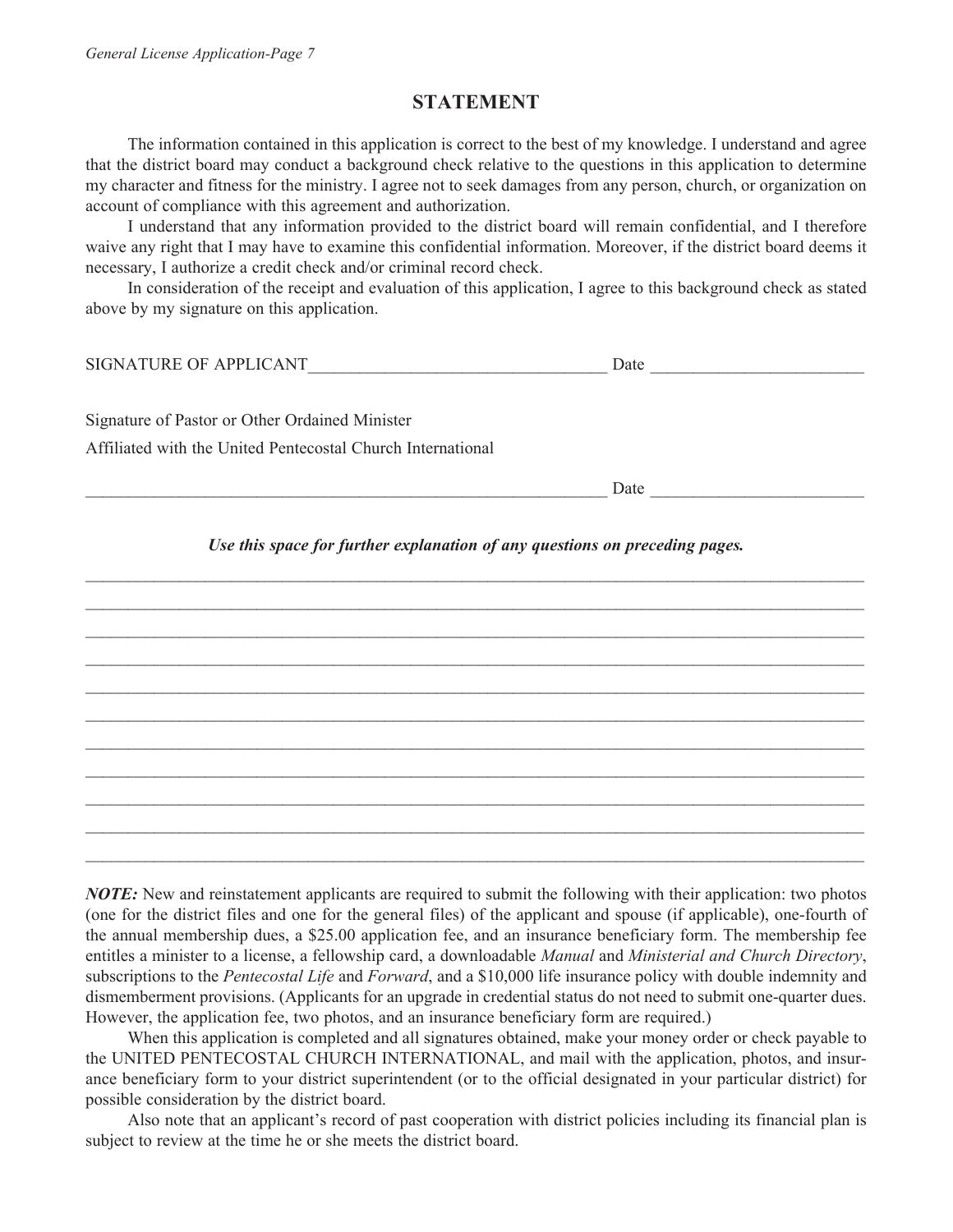## STATEMENT

The information contained in this application is correct to the best of my knowledge. I understand and agree that the district board may conduct a background check relative to the questions in this application to determine my character and fitness for the ministry. I agree not to seek damages from any person, church, or organization on account of compliance with this agreement and authorization.

I understand that any information provided to the district board will remain confidential, and I therefore waive any right that I may have to examine this confidential information. Moreover, if the district board deems it necessary, I authorize a credit check and/or criminal record check.

In consideration of the receipt and evaluation of this application, I agree to this background check as stated above by my signature on this application.

SIGNATURE OF APPLICANT___________________________________ Date ________________________

Signature of Pastor or Other Ordained Minister
Affiliated with the United Pentecostal Church International

______________________________________________________________ Date ________________________

***Use this space for further explanation of any questions on preceding pages.***

_______________________________________________________________________________________________

_______________________________________________________________________________________________

_______________________________________________________________________________________________

_______________________________________________________________________________________________

_______________________________________________________________________________________________

_______________________________________________________________________________________________

_______________________________________________________________________________________________

_______________________________________________________________________________________________

_______________________________________________________________________________________________

_______________________________________________________________________________________________

_______________________________________________________________________________________________

***NOTE:*** New and reinstatement applicants are required to submit the following with their application: two photos (one for the district files and one for the general files) of the applicant and spouse (if applicable), one-fourth of the annual membership dues, a $25.00 application fee, and an insurance beneficiary form. The membership fee entitles a minister to a license, a fellowship card, a downloadable *Manual* and *Ministerial and Church Directory*, subscriptions to the *Pentecostal Life* and *Forward*, and a $10,000 life insurance policy with double indemnity and dismemberment provisions. (Applicants for an upgrade in credential status do not need to submit one-quarter dues. However, the application fee, two photos, and an insurance beneficiary form are required.)

When this application is completed and all signatures obtained, make your money order or check payable to the UNITED PENTECOSTAL CHURCH INTERNATIONAL, and mail with the application, photos, and insurance beneficiary form to your district superintendent (or to the official designated in your particular district) for possible consideration by the district board.

Also note that an applicant's record of past cooperation with district policies including its financial plan is subject to review at the time he or she meets the district board.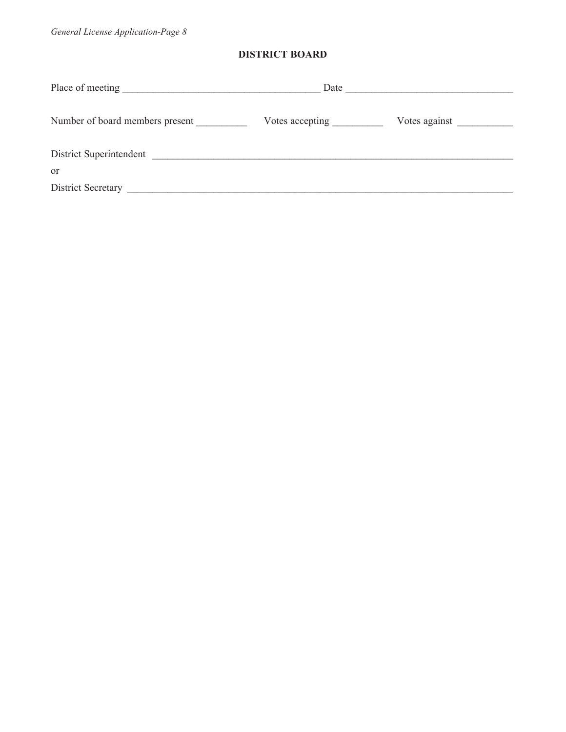## DISTRICT BOARD

Place of meeting ______________________________________ Date ________________________________

Number of board members present _________ Votes accepting _________ Votes against __________

District Superintendent _____________________________________________________________________

or

District Secretary ___________________________________________________________________________